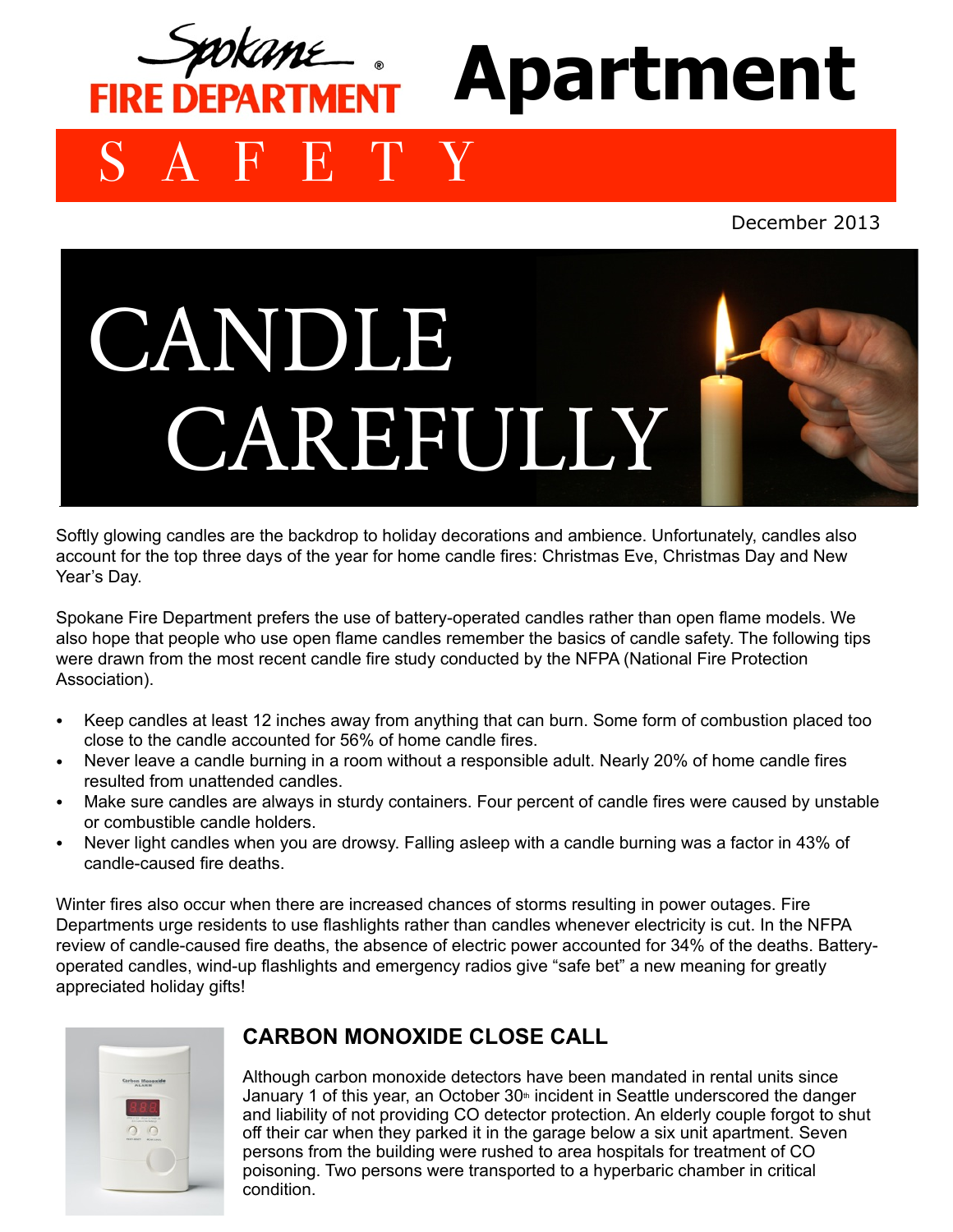# Spokane FIRE DEPARTMENT Apartment SAFETY

December 2013

# CANDLE CAREFULLY

Softly glowing candles are the backdrop to holiday decorations and ambience. Unfortunately, candles also account for the top three days of the year for home candle fires: Christmas Eve, Christmas Day and New Year's Day.

Spokane Fire Department prefers the use of battery-operated candles rather than open flame models. We also hope that people who use open flame candles remember the basics of candle safety. The following tips were drawn from the most recent candle fire study conducted by the NFPA (National Fire Protection Association).

- Keep candles at least 12 inches away from anything that can burn. Some form of combustion placed too close to the candle accounted for 56% of home candle fires.
- Never leave a candle burning in a room without a responsible adult. Nearly 20% of home candle fires resulted from unattended candles.
- Make sure candles are always in sturdy containers. Four percent of candle fires were caused by unstable or combustible candle holders.
- Never light candles when you are drowsy. Falling asleep with a candle burning was a factor in 43% of candle-caused fire deaths.

Winter fires also occur when there are increased chances of storms resulting in power outages. Fire Departments urge residents to use flashlights rather than candles whenever electricity is cut. In the NFPA review of candle-caused fire deaths, the absence of electric power accounted for 34% of the deaths. Battery-operated candles, wind-up flashlights and emergency radios give "safe bet" a new meaning for greatly appreciated holiday gifts!

## CARBON MONOXIDE CLOSE CALL

Although carbon monoxide detectors have been mandated in rental units since January 1 of this year, an October 30th incident in Seattle underscored the danger and liability of not providing CO detector protection. An elderly couple forgot to shut off their car when they parked it in the garage below a six unit apartment. Seven persons from the building were rushed to area hospitals for treatment of CO poisoning. Two persons were transported to a hyperbaric chamber in critical condition.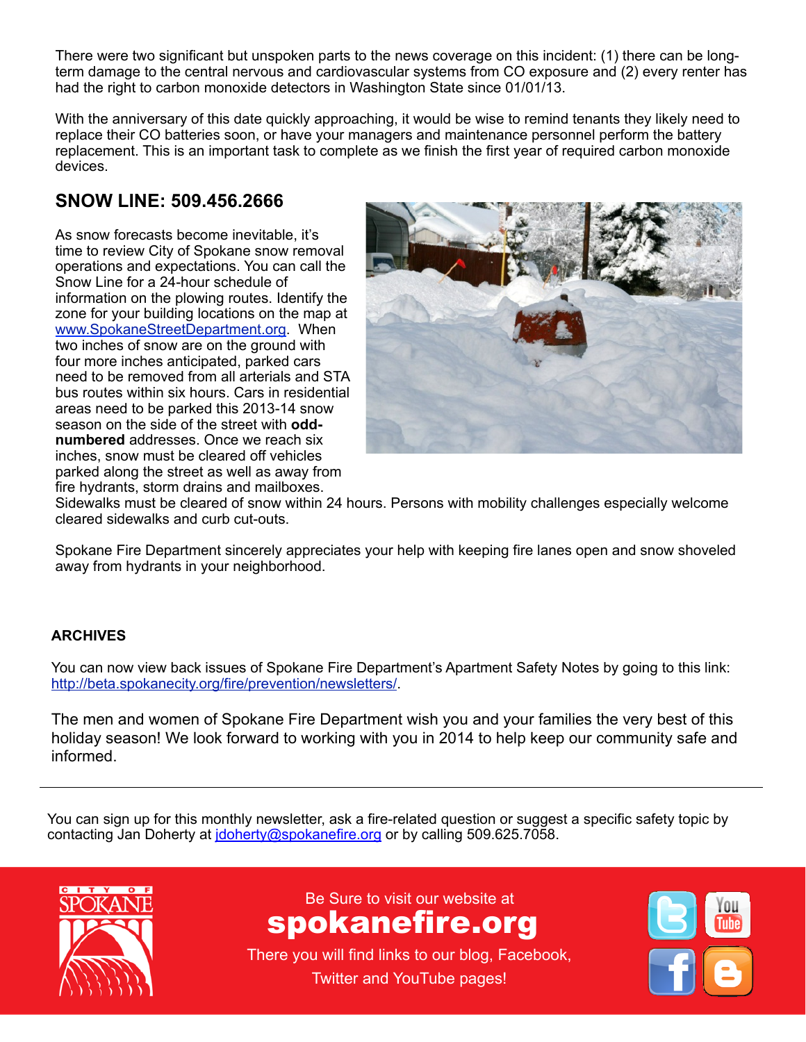There were two significant but unspoken parts to the news coverage on this incident: (1) there can be long-term damage to the central nervous and cardiovascular systems from CO exposure and (2) every renter has had the right to carbon monoxide detectors in Washington State since 01/01/13.

With the anniversary of this date quickly approaching, it would be wise to remind tenants they likely need to replace their CO batteries soon, or have your managers and maintenance personnel perform the battery replacement. This is an important task to complete as we finish the first year of required carbon monoxide devices.

## SNOW LINE: 509.456.2666

As snow forecasts become inevitable, it's time to review City of Spokane snow removal operations and expectations. You can call the Snow Line for a 24-hour schedule of information on the plowing routes. Identify the zone for your building locations on the map at www.SpokaneStreetDepartment.org. When two inches of snow are on the ground with four more inches anticipated, parked cars need to be removed from all arterials and STA bus routes within six hours. Cars in residential areas need to be parked this 2013-14 snow season on the side of the street with **odd-numbered** addresses. Once we reach six inches, snow must be cleared off vehicles parked along the street as well as away from fire hydrants, storm drains and mailboxes. Sidewalks must be cleared of snow within 24 hours. Persons with mobility challenges especially welcome cleared sidewalks and curb cut-outs.

Spokane Fire Department sincerely appreciates your help with keeping fire lanes open and snow shoveled away from hydrants in your neighborhood.

### ARCHIVES

You can now view back issues of Spokane Fire Department's Apartment Safety Notes by going to this link: http://beta.spokanecity.org/fire/prevention/newsletters/.

The men and women of Spokane Fire Department wish you and your families the very best of this holiday season! We look forward to working with you in 2014 to help keep our community safe and informed.

---

You can sign up for this monthly newsletter, ask a fire-related question or suggest a specific safety topic by contacting Jan Doherty at jdoherty@spokanefire.org or by calling 509.625.7058.

Be Sure to visit our website at

**spokanefire.org**

There you will find links to our blog, Facebook, Twitter and YouTube pages!